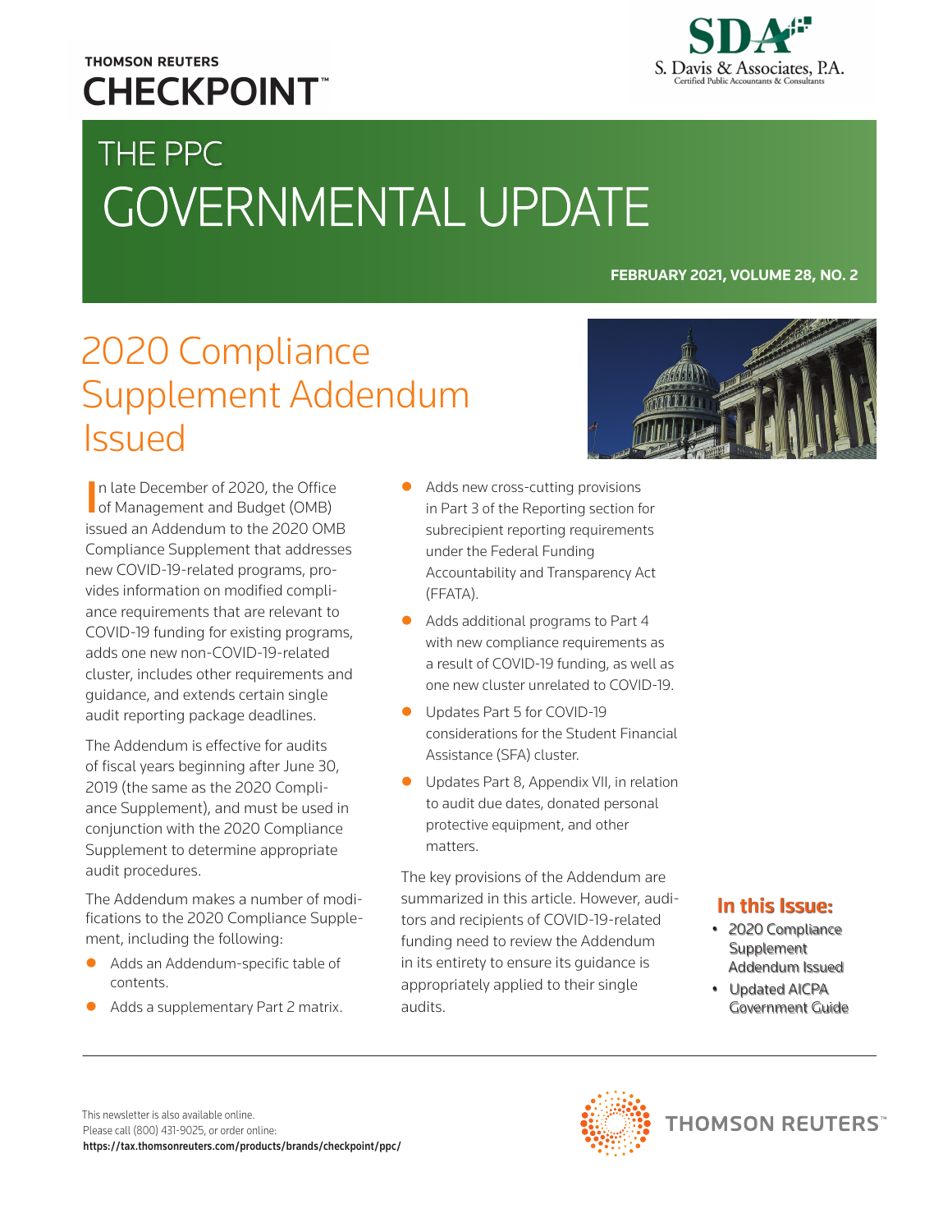THOMSON REUTERS
CHECKPOINT™

SDA S. Davis & Associates, P.A. Certified Public Accountants & Consultants

# THE PPC GOVERNMENTAL UPDATE

**FEBRUARY 2021, VOLUME 28, NO. 2**

## 2020 Compliance Supplement Addendum Issued

In late December of 2020, the Office of Management and Budget (OMB) issued an Addendum to the 2020 OMB Compliance Supplement that addresses new COVID-19-related programs, provides information on modified compliance requirements that are relevant to COVID-19 funding for existing programs, adds one new non-COVID-19-related cluster, includes other requirements and guidance, and extends certain single audit reporting package deadlines.

The Addendum is effective for audits of fiscal years beginning after June 30, 2019 (the same as the 2020 Compliance Supplement), and must be used in conjunction with the 2020 Compliance Supplement to determine appropriate audit procedures.

The Addendum makes a number of modifications to the 2020 Compliance Supplement, including the following:

- Adds an Addendum-specific table of contents.
- Adds a supplementary Part 2 matrix.
- Adds new cross-cutting provisions in Part 3 of the Reporting section for subrecipient reporting requirements under the Federal Funding Accountability and Transparency Act (FFATA).
- Adds additional programs to Part 4 with new compliance requirements as a result of COVID-19 funding, as well as one new cluster unrelated to COVID-19.
- Updates Part 5 for COVID-19 considerations for the Student Financial Assistance (SFA) cluster.
- Updates Part 8, Appendix VII, in relation to audit due dates, donated personal protective equipment, and other matters.

The key provisions of the Addendum are summarized in this article. However, auditors and recipients of COVID-19-related funding need to review the Addendum in its entirety to ensure its guidance is appropriately applied to their single audits.

**In this Issue:**

- 2020 Compliance Supplement Addendum Issued
- Updated AICPA Government Guide

This newsletter is also available online.
Please call (800) 431-9025, or order online:
**https://tax.thomsonreuters.com/products/brands/checkpoint/ppc/**

THOMSON REUTERS™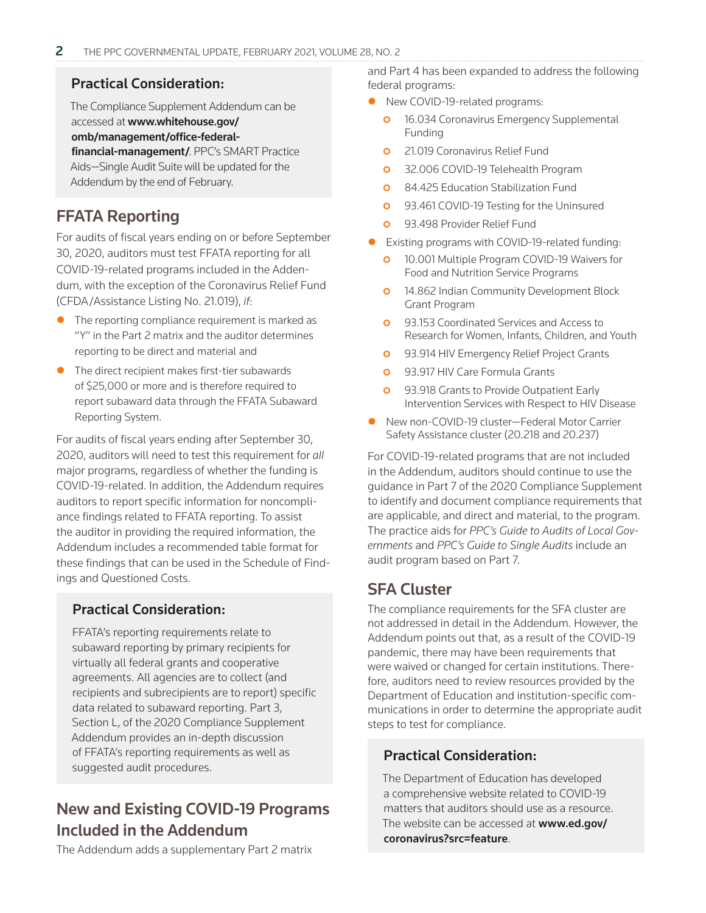### Practical Consideration:

The Compliance Supplement Addendum can be accessed at **www.whitehouse.gov/omb/management/office-federal-financial-management/**. PPC's SMART Practice Aids—Single Audit Suite will be updated for the Addendum by the end of February.

## FFATA Reporting

For audits of fiscal years ending on or before September 30, 2020, auditors must test FFATA reporting for all COVID-19-related programs included in the Addendum, with the exception of the Coronavirus Relief Fund (CFDA/Assistance Listing No. 21.019), *if*:

- The reporting compliance requirement is marked as "Y" in the Part 2 matrix and the auditor determines reporting to be direct and material and
- The direct recipient makes first-tier subawards of $25,000 or more and is therefore required to report subaward data through the FFATA Subaward Reporting System.

For audits of fiscal years ending after September 30, 2020, auditors will need to test this requirement for *all* major programs, regardless of whether the funding is COVID-19-related. In addition, the Addendum requires auditors to report specific information for noncompliance findings related to FFATA reporting. To assist the auditor in providing the required information, the Addendum includes a recommended table format for these findings that can be used in the Schedule of Findings and Questioned Costs.

### Practical Consideration:

FFATA's reporting requirements relate to subaward reporting by primary recipients for virtually all federal grants and cooperative agreements. All agencies are to collect (and recipients and subrecipients are to report) specific data related to subaward reporting. Part 3, Section L, of the 2020 Compliance Supplement Addendum provides an in-depth discussion of FFATA's reporting requirements as well as suggested audit procedures.

## New and Existing COVID-19 Programs Included in the Addendum

The Addendum adds a supplementary Part 2 matrix and Part 4 has been expanded to address the following federal programs:

- New COVID-19-related programs:
  - 16.034 Coronavirus Emergency Supplemental Funding
  - 21.019 Coronavirus Relief Fund
  - 32.006 COVID-19 Telehealth Program
  - 84.425 Education Stabilization Fund
  - 93.461 COVID-19 Testing for the Uninsured
  - 93.498 Provider Relief Fund
- Existing programs with COVID-19-related funding:
  - 10.001 Multiple Program COVID-19 Waivers for Food and Nutrition Service Programs
  - 14.862 Indian Community Development Block Grant Program
  - 93.153 Coordinated Services and Access to Research for Women, Infants, Children, and Youth
  - 93.914 HIV Emergency Relief Project Grants
  - 93.917 HIV Care Formula Grants
  - 93.918 Grants to Provide Outpatient Early Intervention Services with Respect to HIV Disease
- New non-COVID-19 cluster—Federal Motor Carrier Safety Assistance cluster (20.218 and 20.237)

For COVID-19-related programs that are not included in the Addendum, auditors should continue to use the guidance in Part 7 of the 2020 Compliance Supplement to identify and document compliance requirements that are applicable, and direct and material, to the program. The practice aids for *PPC's Guide to Audits of Local Governments* and *PPC's Guide to Single Audits* include an audit program based on Part 7.

## SFA Cluster

The compliance requirements for the SFA cluster are not addressed in detail in the Addendum. However, the Addendum points out that, as a result of the COVID-19 pandemic, there may have been requirements that were waived or changed for certain institutions. Therefore, auditors need to review resources provided by the Department of Education and institution-specific communications in order to determine the appropriate audit steps to test for compliance.

### Practical Consideration:

The Department of Education has developed a comprehensive website related to COVID-19 matters that auditors should use as a resource. The website can be accessed at **www.ed.gov/coronavirus?src=feature**.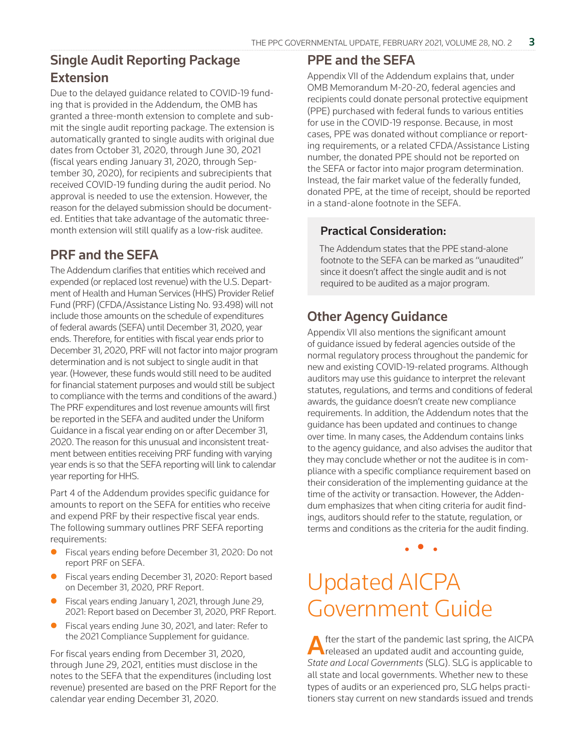## Single Audit Reporting Package Extension

Due to the delayed guidance related to COVID-19 funding that is provided in the Addendum, the OMB has granted a three-month extension to complete and submit the single audit reporting package. The extension is automatically granted to single audits with original due dates from October 31, 2020, through June 30, 2021 (fiscal years ending January 31, 2020, through September 30, 2020), for recipients and subrecipients that received COVID-19 funding during the audit period. No approval is needed to use the extension. However, the reason for the delayed submission should be documented. Entities that take advantage of the automatic three-month extension will still qualify as a low-risk auditee.

## PRF and the SEFA

The Addendum clarifies that entities which received and expended (or replaced lost revenue) with the U.S. Department of Health and Human Services (HHS) Provider Relief Fund (PRF) (CFDA/Assistance Listing No. 93.498) will not include those amounts on the schedule of expenditures of federal awards (SEFA) until December 31, 2020, year ends. Therefore, for entities with fiscal year ends prior to December 31, 2020, PRF will not factor into major program determination and is not subject to single audit in that year. (However, these funds would still need to be audited for financial statement purposes and would still be subject to compliance with the terms and conditions of the award.) The PRF expenditures and lost revenue amounts will first be reported in the SEFA and audited under the Uniform Guidance in a fiscal year ending on or after December 31, 2020. The reason for this unusual and inconsistent treatment between entities receiving PRF funding with varying year ends is so that the SEFA reporting will link to calendar year reporting for HHS.

Part 4 of the Addendum provides specific guidance for amounts to report on the SEFA for entities who receive and expend PRF by their respective fiscal year ends. The following summary outlines PRF SEFA reporting requirements:

- Fiscal years ending before December 31, 2020: Do not report PRF on SEFA.
- Fiscal years ending December 31, 2020: Report based on December 31, 2020, PRF Report.
- Fiscal years ending January 1, 2021, through June 29, 2021: Report based on December 31, 2020, PRF Report.
- Fiscal years ending June 30, 2021, and later: Refer to the 2021 Compliance Supplement for guidance.

For fiscal years ending from December 31, 2020, through June 29, 2021, entities must disclose in the notes to the SEFA that the expenditures (including lost revenue) presented are based on the PRF Report for the calendar year ending December 31, 2020.

## PPE and the SEFA

Appendix VII of the Addendum explains that, under OMB Memorandum M-20-20, federal agencies and recipients could donate personal protective equipment (PPE) purchased with federal funds to various entities for use in the COVID-19 response. Because, in most cases, PPE was donated without compliance or reporting requirements, or a related CFDA/Assistance Listing number, the donated PPE should not be reported on the SEFA or factor into major program determination. Instead, the fair market value of the federally funded, donated PPE, at the time of receipt, should be reported in a stand-alone footnote in the SEFA.

### Practical Consideration:

The Addendum states that the PPE stand-alone footnote to the SEFA can be marked as "unaudited" since it doesn't affect the single audit and is not required to be audited as a major program.

## Other Agency Guidance

Appendix VII also mentions the significant amount of guidance issued by federal agencies outside of the normal regulatory process throughout the pandemic for new and existing COVID-19-related programs. Although auditors may use this guidance to interpret the relevant statutes, regulations, and terms and conditions of federal awards, the guidance doesn't create new compliance requirements. In addition, the Addendum notes that the guidance has been updated and continues to change over time. In many cases, the Addendum contains links to the agency guidance, and also advises the auditor that they may conclude whether or not the auditee is in compliance with a specific compliance requirement based on their consideration of the implementing guidance at the time of the activity or transaction. However, the Addendum emphasizes that when citing criteria for audit findings, auditors should refer to the statute, regulation, or terms and conditions as the criteria for the audit finding.

• • •

# Updated AICPA Government Guide

After the start of the pandemic last spring, the AICPA released an updated audit and accounting guide, *State and Local Governments* (SLG). SLG is applicable to all state and local governments. Whether new to these types of audits or an experienced pro, SLG helps practitioners stay current on new standards issued and trends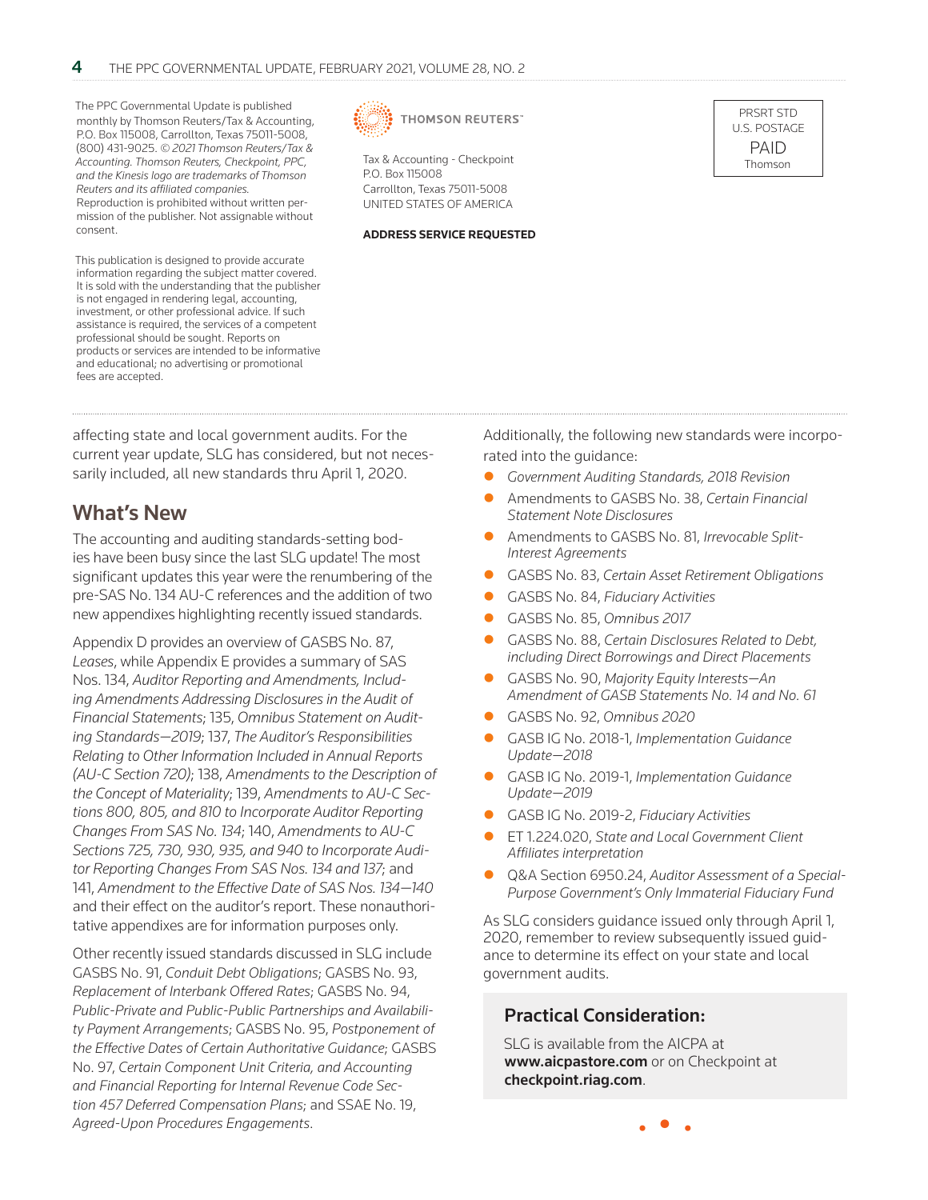The PPC Governmental Update is published monthly by Thomson Reuters/Tax & Accounting, P.O. Box 115008, Carrollton, Texas 75011-5008, (800) 431-9025. *© 2021 Thomson Reuters/Tax & Accounting. Thomson Reuters, Checkpoint, PPC, and the Kinesis logo are trademarks of Thomson Reuters and its affiliated companies.* Reproduction is prohibited without written permission of the publisher. Not assignable without consent.

This publication is designed to provide accurate information regarding the subject matter covered. It is sold with the understanding that the publisher is not engaged in rendering legal, accounting, investment, or other professional advice. If such assistance is required, the services of a competent professional should be sought. Reports on products or services are intended to be informative and educational; no advertising or promotional fees are accepted.

THOMSON REUTERS™

Tax & Accounting - Checkpoint
P.O. Box 115008
Carrollton, Texas 75011-5008
UNITED STATES OF AMERICA

**ADDRESS SERVICE REQUESTED**

PRSRT STD
U.S. POSTAGE
PAID
Thomson

affecting state and local government audits. For the current year update, SLG has considered, but not necessarily included, all new standards thru April 1, 2020.

## What's New

The accounting and auditing standards-setting bodies have been busy since the last SLG update! The most significant updates this year were the renumbering of the pre-SAS No. 134 AU-C references and the addition of two new appendixes highlighting recently issued standards.

Appendix D provides an overview of GASBS No. 87, *Leases*, while Appendix E provides a summary of SAS Nos. 134, *Auditor Reporting and Amendments, Including Amendments Addressing Disclosures in the Audit of Financial Statements*; 135, *Omnibus Statement on Auditing Standards—2019*; 137, *The Auditor's Responsibilities Relating to Other Information Included in Annual Reports (AU-C Section 720)*; 138, *Amendments to the Description of the Concept of Materiality*; 139, *Amendments to AU-C Sections 800, 805, and 810 to Incorporate Auditor Reporting Changes From SAS No. 134*; 140, *Amendments to AU-C Sections 725, 730, 930, 935, and 940 to Incorporate Auditor Reporting Changes From SAS Nos. 134 and 137*; and 141, *Amendment to the Effective Date of SAS Nos. 134—140* and their effect on the auditor's report. These nonauthoritative appendixes are for information purposes only.

Other recently issued standards discussed in SLG include GASBS No. 91, *Conduit Debt Obligations*; GASBS No. 93, *Replacement of Interbank Offered Rates*; GASBS No. 94, *Public-Private and Public-Public Partnerships and Availability Payment Arrangements*; GASBS No. 95, *Postponement of the Effective Dates of Certain Authoritative Guidance*; GASBS No. 97, *Certain Component Unit Criteria, and Accounting and Financial Reporting for Internal Revenue Code Section 457 Deferred Compensation Plans*; and SSAE No. 19, *Agreed-Upon Procedures Engagements*.

Additionally, the following new standards were incorporated into the guidance:

- *Government Auditing Standards, 2018 Revision*
- Amendments to GASBS No. 38, *Certain Financial Statement Note Disclosures*
- Amendments to GASBS No. 81, *Irrevocable Split-Interest Agreements*
- GASBS No. 83, *Certain Asset Retirement Obligations*
- GASBS No. 84, *Fiduciary Activities*
- GASBS No. 85, *Omnibus 2017*
- GASBS No. 88, *Certain Disclosures Related to Debt, including Direct Borrowings and Direct Placements*
- GASBS No. 90, *Majority Equity Interests—An Amendment of GASB Statements No. 14 and No. 61*
- GASBS No. 92, *Omnibus 2020*
- GASB IG No. 2018-1, *Implementation Guidance Update—2018*
- GASB IG No. 2019-1, *Implementation Guidance Update—2019*
- GASB IG No. 2019-2, *Fiduciary Activities*
- ET 1.224.020, *State and Local Government Client Affiliates interpretation*
- Q&A Section 6950.24, *Auditor Assessment of a Special-Purpose Government's Only Immaterial Fiduciary Fund*

As SLG considers guidance issued only through April 1, 2020, remember to review subsequently issued guidance to determine its effect on your state and local government audits.

### Practical Consideration:

SLG is available from the AICPA at **www.aicpastore.com** or on Checkpoint at **checkpoint.riag.com**.